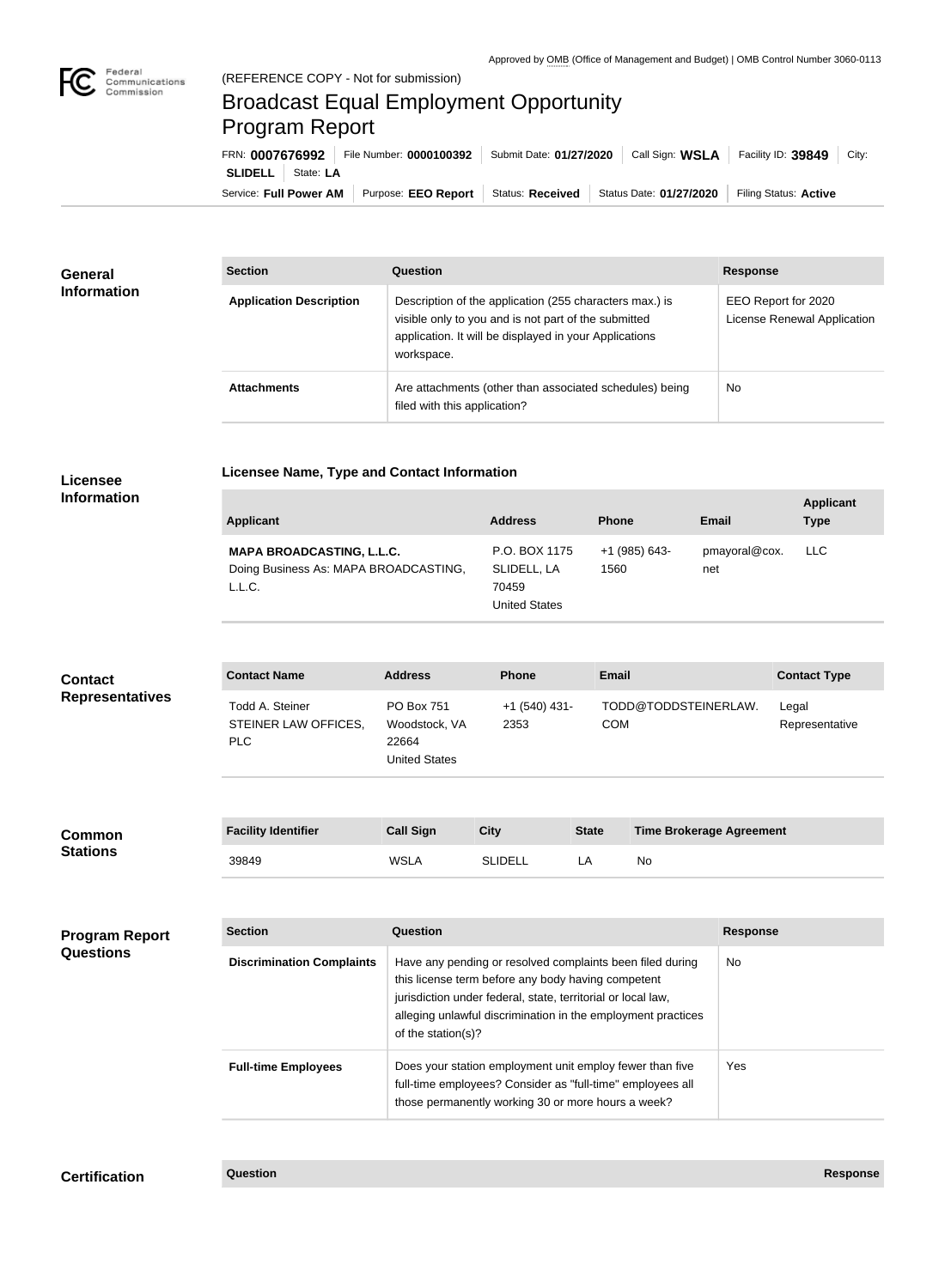Approved by OMB (Office of Management and Budget) | OMB Control Number 3060-0113

Federal Communications Commission

(REFERENCE COPY - Not for submission)

# Broadcast Equal Employment Opportunity Program Report

FRN: **0007676992** | File Number: **0000100392** | Submit Date: **01/27/2020** | Call Sign: **WSLA** | Facility ID: **39849** | City: **SLIDELL** | State: **LA**

Service: **Full Power AM** | Purpose: **EEO Report** | Status: **Received** | Status Date: **01/27/2020** | Filing Status: **Active**

## General Information

| Section | Question | Response |
| --- | --- | --- |
| **Application Description** | Description of the application (255 characters max.) is visible only to you and is not part of the submitted application. It will be displayed in your Applications workspace. | EEO Report for 2020 License Renewal Application |
| **Attachments** | Are attachments (other than associated schedules) being filed with this application? | No |

## Licensee Information

**Licensee Name, Type and Contact Information**

| Applicant | Address | Phone | Email | Applicant Type |
| --- | --- | --- | --- | --- |
| **MAPA BROADCASTING, L.L.C.** Doing Business As: MAPA BROADCASTING, L.L.C. | P.O. BOX 1175 SLIDELL, LA 70459 United States | +1 (985) 643-1560 | pmayoral@cox.net | LLC |

## Contact Representatives

| Contact Name | Address | Phone | Email | Contact Type |
| --- | --- | --- | --- | --- |
| Todd A. Steiner STEINER LAW OFFICES, PLC | PO Box 751 Woodstock, VA 22664 United States | +1 (540) 431-2353 | TODD@TODDSTEINERLAW.COM | Legal Representative |

## Common Stations

| Facility Identifier | Call Sign | City | State | Time Brokerage Agreement |
| --- | --- | --- | --- | --- |
| 39849 | WSLA | SLIDELL | LA | No |

## Program Report Questions

| Section | Question | Response |
| --- | --- | --- |
| **Discrimination Complaints** | Have any pending or resolved complaints been filed during this license term before any body having competent jurisdiction under federal, state, territorial or local law, alleging unlawful discrimination in the employment practices of the station(s)? | No |
| **Full-time Employees** | Does your station employment unit employ fewer than five full-time employees? Consider as "full-time" employees all those permanently working 30 or more hours a week? | Yes |

## Certification

| Question | Response |
| --- | --- |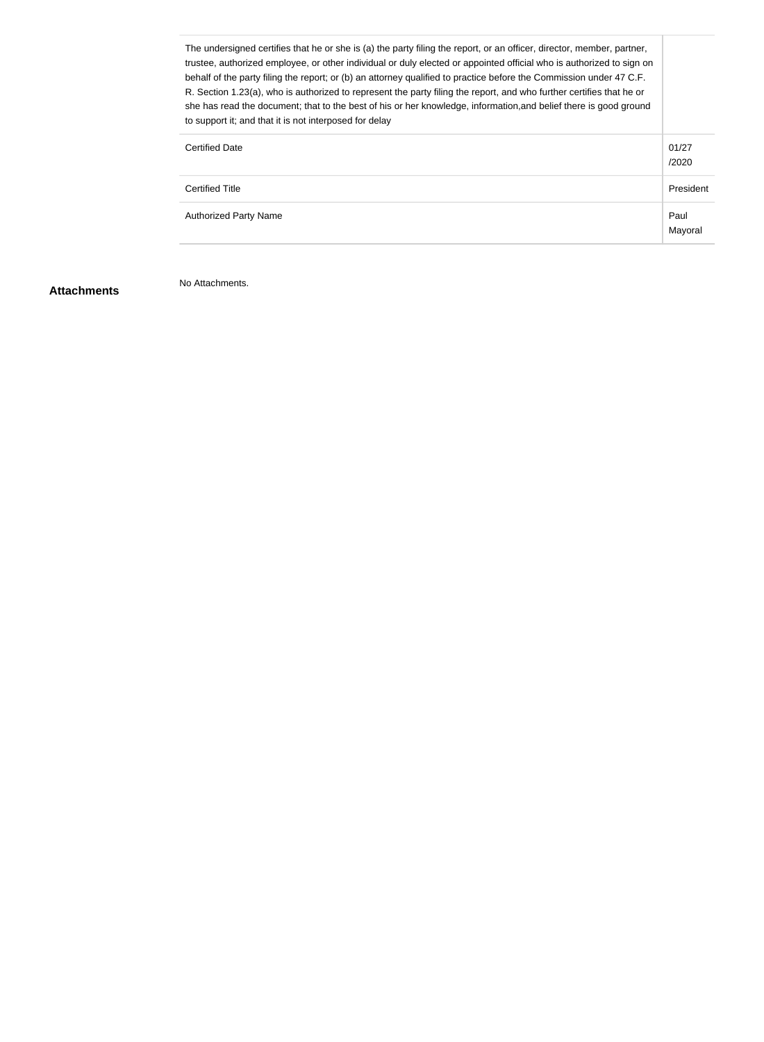| | |
|---|---|
| The undersigned certifies that he or she is (a) the party filing the report, or an officer, director, member, partner, trustee, authorized employee, or other individual or duly elected or appointed official who is authorized to sign on behalf of the party filing the report; or (b) an attorney qualified to practice before the Commission under 47 C.F. R. Section 1.23(a), who is authorized to represent the party filing the report, and who further certifies that he or she has read the document; that to the best of his or her knowledge, information,and belief there is good ground to support it; and that it is not interposed for delay | |
| Certified Date | 01/27/2020 |
| Certified Title | President |
| Authorized Party Name | Paul Mayoral |

**Attachments**

No Attachments.